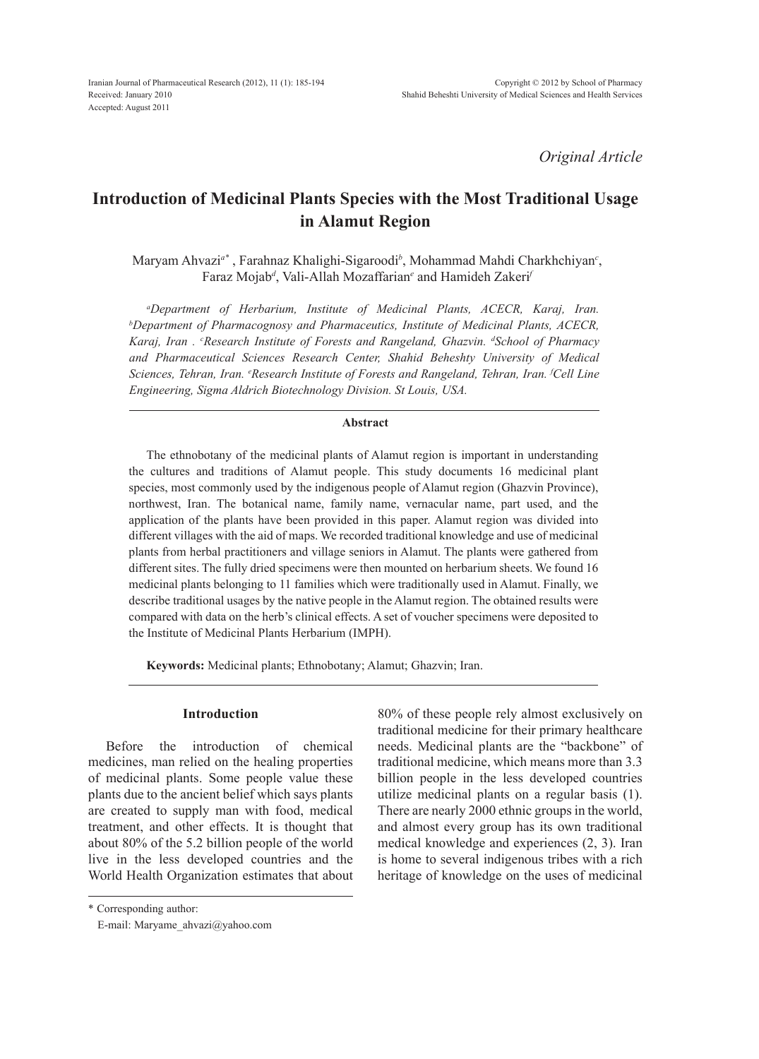*Original Article*

# Introduction of Medicinal Plants Species with the Most Traditional Usage in Alamut Region

Maryam Ahvazi[a*], Farahnaz Khalighi-Sigaroodi[b], Mohammad Mahdi Charkhchiyan[c], Faraz Mojab[d], Vali-Allah Mozaffarian[e] and Hamideh Zakeri[f]

*[a]Department of Herbarium, Institute of Medicinal Plants, ACECR, Karaj, Iran. [b]Department of Pharmacognosy and Pharmaceutics, Institute of Medicinal Plants, ACECR, Karaj, Iran . [c]Research Institute of Forests and Rangeland, Ghazvin. [d]School of Pharmacy and Pharmaceutical Sciences Research Center, Shahid Beheshty University of Medical Sciences, Tehran, Iran. [e]Research Institute of Forests and Rangeland, Tehran, Iran. [f]Cell Line Engineering, Sigma Aldrich Biotechnology Division. St Louis, USA.*

## Abstract

The ethnobotany of the medicinal plants of Alamut region is important in understanding the cultures and traditions of Alamut people. This study documents 16 medicinal plant species, most commonly used by the indigenous people of Alamut region (Ghazvin Province), northwest, Iran. The botanical name, family name, vernacular name, part used, and the application of the plants have been provided in this paper. Alamut region was divided into different villages with the aid of maps. We recorded traditional knowledge and use of medicinal plants from herbal practitioners and village seniors in Alamut. The plants were gathered from different sites. The fully dried specimens were then mounted on herbarium sheets. We found 16 medicinal plants belonging to 11 families which were traditionally used in Alamut. Finally, we describe traditional usages by the native people in the Alamut region. The obtained results were compared with data on the herb's clinical effects. A set of voucher specimens were deposited to the Institute of Medicinal Plants Herbarium (IMPH).

**Keywords:** Medicinal plants; Ethnobotany; Alamut; Ghazvin; Iran.

## Introduction

Before the introduction of chemical medicines, man relied on the healing properties of medicinal plants. Some people value these plants due to the ancient belief which says plants are created to supply man with food, medical treatment, and other effects. It is thought that about 80% of the 5.2 billion people of the world live in the less developed countries and the World Health Organization estimates that about 80% of these people rely almost exclusively on traditional medicine for their primary healthcare needs. Medicinal plants are the "backbone" of traditional medicine, which means more than 3.3 billion people in the less developed countries utilize medicinal plants on a regular basis (1). There are nearly 2000 ethnic groups in the world, and almost every group has its own traditional medical knowledge and experiences (2, 3). Iran is home to several indigenous tribes with a rich heritage of knowledge on the uses of medicinal

\* Corresponding author:
E-mail: Maryame_ahvazi@yahoo.com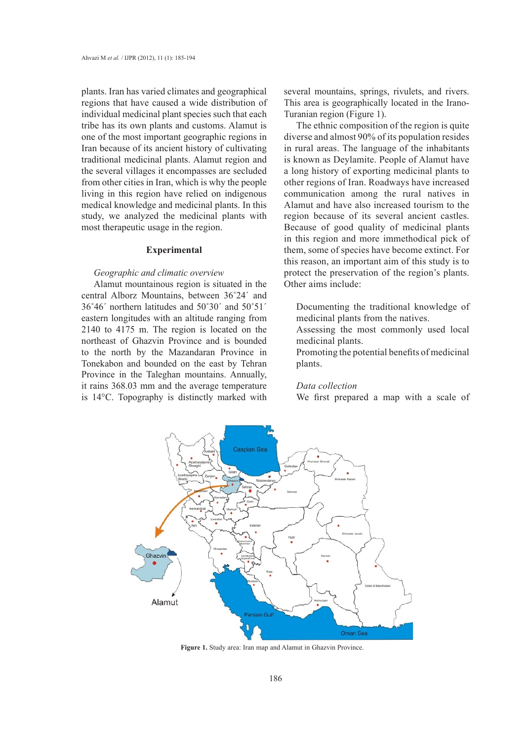plants. Iran has varied climates and geographical regions that have caused a wide distribution of individual medicinal plant species such that each tribe has its own plants and customs. Alamut is one of the most important geographic regions in Iran because of its ancient history of cultivating traditional medicinal plants. Alamut region and the several villages it encompasses are secluded from other cities in Iran, which is why the people living in this region have relied on indigenous medical knowledge and medicinal plants. In this study, we analyzed the medicinal plants with most therapeutic usage in the region.

## Experimental

### *Geographic and climatic overview*

Alamut mountainous region is situated in the central Alborz Mountains, between 36˚24´ and 36˚46´ northern latitudes and 50˚30´ and 50˚51´ eastern longitudes with an altitude ranging from 2140 to 4175 m. The region is located on the northeast of Ghazvin Province and is bounded to the north by the Mazandaran Province in Tonekabon and bounded on the east by Tehran Province in the Taleghan mountains. Annually, it rains 368.03 mm and the average temperature is 14°C. Topography is distinctly marked with several mountains, springs, rivulets, and rivers. This area is geographically located in the Irano-Turanian region (Figure 1).

The ethnic composition of the region is quite diverse and almost 90% of its population resides in rural areas. The language of the inhabitants is known as Deylamite. People of Alamut have a long history of exporting medicinal plants to other regions of Iran. Roadways have increased communication among the rural natives in Alamut and have also increased tourism to the region because of its several ancient castles. Because of good quality of medicinal plants in this region and more immethodical pick of them, some of species have become extinct. For this reason, an important aim of this study is to protect the preservation of the region's plants. Other aims include:

Documenting the traditional knowledge of medicinal plants from the natives.
Assessing the most commonly used local medicinal plants.
Promoting the potential benefits of medicinal plants.

### *Data collection*

We first prepared a map with a scale of

**Figure 1.** Study area: Iran map and Alamut in Ghazvin Province.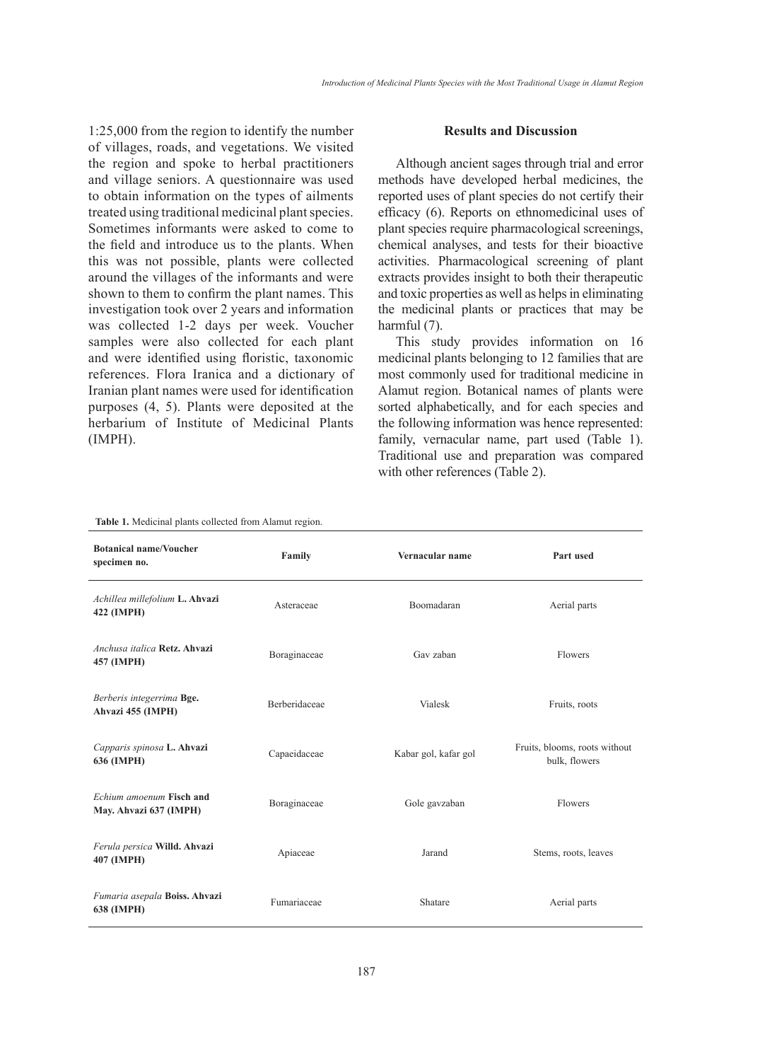1:25,000 from the region to identify the number of villages, roads, and vegetations. We visited the region and spoke to herbal practitioners and village seniors. A questionnaire was used to obtain information on the types of ailments treated using traditional medicinal plant species. Sometimes informants were asked to come to the field and introduce us to the plants. When this was not possible, plants were collected around the villages of the informants and were shown to them to confirm the plant names. This investigation took over 2 years and information was collected 1-2 days per week. Voucher samples were also collected for each plant and were identified using floristic, taxonomic references. Flora Iranica and a dictionary of Iranian plant names were used for identification purposes (4, 5). Plants were deposited at the herbarium of Institute of Medicinal Plants (IMPH).

## Results and Discussion

Although ancient sages through trial and error methods have developed herbal medicines, the reported uses of plant species do not certify their efficacy (6). Reports on ethnomedicinal uses of plant species require pharmacological screenings, chemical analyses, and tests for their bioactive activities. Pharmacological screening of plant extracts provides insight to both their therapeutic and toxic properties as well as helps in eliminating the medicinal plants or practices that may be harmful (7).

This study provides information on 16 medicinal plants belonging to 12 families that are most commonly used for traditional medicine in Alamut region. Botanical names of plants were sorted alphabetically, and for each species and the following information was hence represented: family, vernacular name, part used (Table 1). Traditional use and preparation was compared with other references (Table 2).

**Table 1.** Medicinal plants collected from Alamut region.

| Botanical name/Voucher specimen no. | Family | Vernacular name | Part used |
|---|---|---|---|
| *Achillea millefolium* **L. Ahvazi 422 (IMPH)** | Asteraceae | Boomadaran | Aerial parts |
| *Anchusa italica* **Retz. Ahvazi 457 (IMPH)** | Boraginaceae | Gav zaban | Flowers |
| *Berberis integerrima* **Bge. Ahvazi 455 (IMPH)** | Berberidaceae | Vialesk | Fruits, roots |
| *Capparis spinosa* **L. Ahvazi 636 (IMPH)** | Capaeidaceae | Kabar gol, kafar gol | Fruits, blooms, roots without bulk, flowers |
| *Echium amoenum* **Fisch and May. Ahvazi 637 (IMPH)** | Boraginaceae | Gole gavzaban | Flowers |
| *Ferula persica* **Willd. Ahvazi 407 (IMPH)** | Apiaceae | Jarand | Stems, roots, leaves |
| *Fumaria asepala* **Boiss. Ahvazi 638 (IMPH)** | Fumariaceae | Shatare | Aerial parts |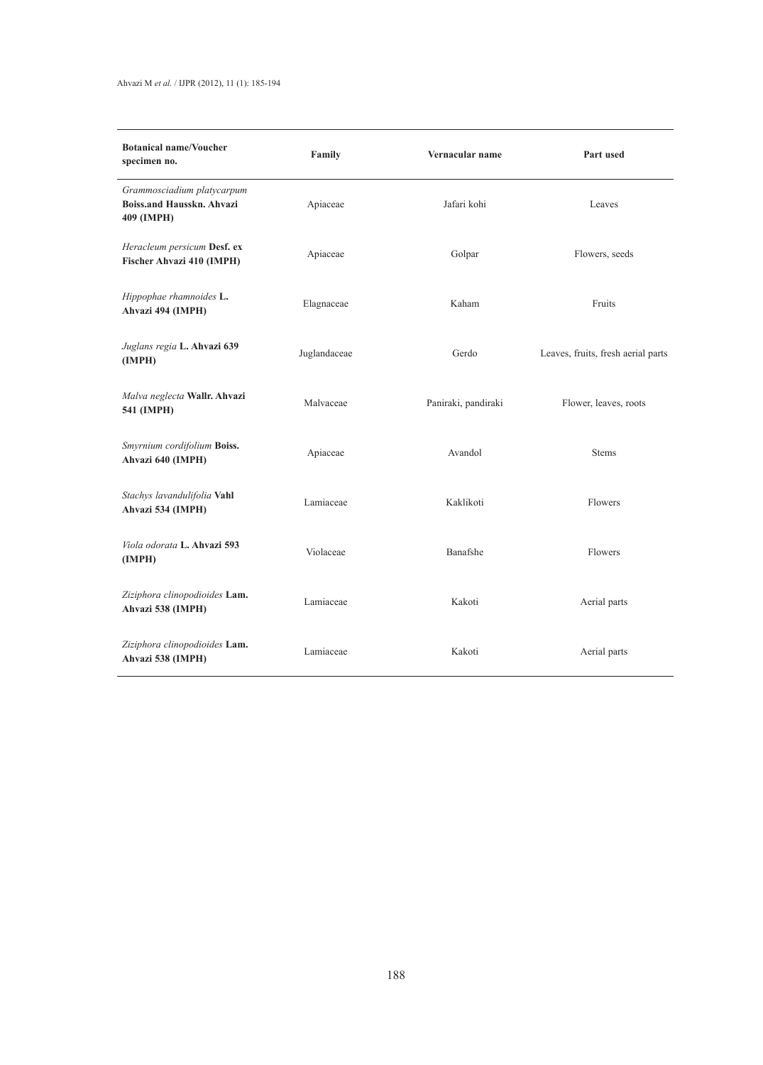| Botanical name/Voucher specimen no. | Family | Vernacular name | Part used |
|---|---|---|---|
| *Grammosciadium platycarpum* **Boiss.and Hausskn. Ahvazi 409 (IMPH)** | Apiaceae | Jafari kohi | Leaves |
| *Heracleum persicum* **Desf. ex Fischer Ahvazi 410 (IMPH)** | Apiaceae | Golpar | Flowers, seeds |
| *Hippophae rhamnoides* **L. Ahvazi 494 (IMPH)** | Elagnaceae | Kaham | Fruits |
| *Juglans regia* **L. Ahvazi 639 (IMPH)** | Juglandaceae | Gerdo | Leaves, fruits, fresh aerial parts |
| *Malva neglecta* **Wallr. Ahvazi 541 (IMPH)** | Malvaceae | Paniraki, pandiraki | Flower, leaves, roots |
| *Smyrnium cordifolium* **Boiss. Ahvazi 640 (IMPH)** | Apiaceae | Avandol | Stems |
| *Stachys lavandulifolia* **Vahl Ahvazi 534 (IMPH)** | Lamiaceae | Kaklikoti | Flowers |
| *Viola odorata* **L. Ahvazi 593 (IMPH)** | Violaceae | Banafshe | Flowers |
| *Ziziphora clinopodioides* **Lam. Ahvazi 538 (IMPH)** | Lamiaceae | Kakoti | Aerial parts |
| *Ziziphora clinopodioides* **Lam. Ahvazi 538 (IMPH)** | Lamiaceae | Kakoti | Aerial parts |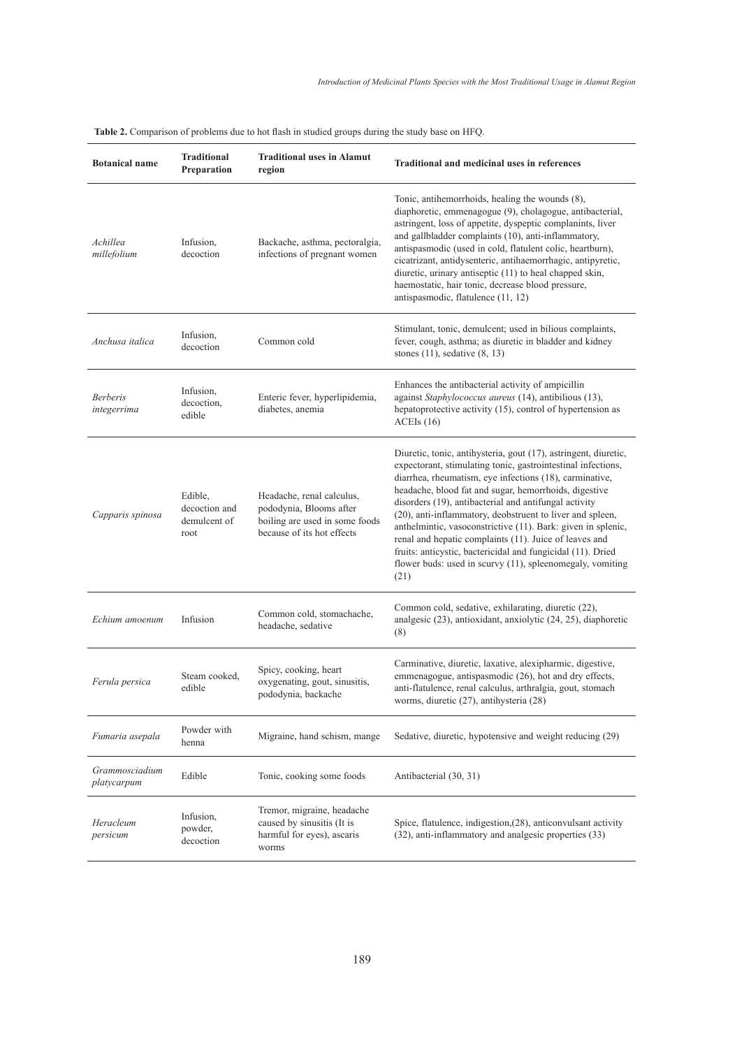**Table 2.** Comparison of problems due to hot flash in studied groups during the study base on HFQ.

| Botanical name | Traditional Preparation | Traditional uses in Alamut region | Traditional and medicinal uses in references |
|---|---|---|---|
| *Achillea millefolium* | Infusion, decoction | Backache, asthma, pectoralgia, infections of pregnant women | Tonic, antihemorrhoids, healing the wounds (8), diaphoretic, emmenagogue (9), cholagogue, antibacterial, astringent, loss of appetite, dyspeptic complanints, liver and gallbladder complaints (10), anti-inflammatory, antispasmodic (used in cold, flatulent colic, heartburn), cicatrizant, antidysenteric, antihaemorrhagic, antipyretic, diuretic, urinary antiseptic (11) to heal chapped skin, haemostatic, hair tonic, decrease blood pressure, antispasmodic, flatulence (11, 12) |
| *Anchusa italica* | Infusion, decoction | Common cold | Stimulant, tonic, demulcent; used in bilious complaints, fever, cough, asthma; as diuretic in bladder and kidney stones (11), sedative (8, 13) |
| *Berberis integerrima* | Infusion, decoction, edible | Enteric fever, hyperlipidemia, diabetes, anemia | Enhances the antibacterial activity of ampicillin against *Staphylococcus aureus* (14), antibilious (13), hepatoprotective activity (15), control of hypertension as ACEIs (16) |
| *Capparis spinosa* | Edible, decoction and demulcent of root | Headache, renal calculus, pododynia, Blooms after boiling are used in some foods because of its hot effects | Diuretic, tonic, antihysteria, gout (17), astringent, diuretic, expectorant, stimulating tonic, gastrointestinal infections, diarrhea, rheumatism, eye infections (18), carminative, headache, blood fat and sugar, hemorrhoids, digestive disorders (19), antibacterial and antifungal activity (20), anti-inflammatory, deobstruent to liver and spleen, anthelmintic, vasoconstrictive (11). Bark: given in splenic, renal and hepatic complaints (11). Juice of leaves and fruits: anticystic, bactericidal and fungicidal (11). Dried flower buds: used in scurvy (11), spleenomegaly, vomiting (21) |
| *Echium amoenum* | Infusion | Common cold, stomachache, headache, sedative | Common cold, sedative, exhilarating, diuretic (22), analgesic (23), antioxidant, anxiolytic (24, 25), diaphoretic (8) |
| *Ferula persica* | Steam cooked, edible | Spicy, cooking, heart oxygenating, gout, sinusitis, pododynia, backache | Carminative, diuretic, laxative, alexipharmic, digestive, emmenagogue, antispasmodic (26), hot and dry effects, anti-flatulence, renal calculus, arthralgia, gout, stomach worms, diuretic (27), antihysteria (28) |
| *Fumaria asepala* | Powder with henna | Migraine, hand schism, mange | Sedative, diuretic, hypotensive and weight reducing (29) |
| *Grammosciadium platycarpum* | Edible | Tonic, cooking some foods | Antibacterial (30, 31) |
| *Heracleum persicum* | Infusion, powder, decoction | Tremor, migraine, headache caused by sinusitis (It is harmful for eyes), ascaris worms | Spice, flatulence, indigestion,(28), anticonvulsant activity (32), anti-inflammatory and analgesic properties (33) |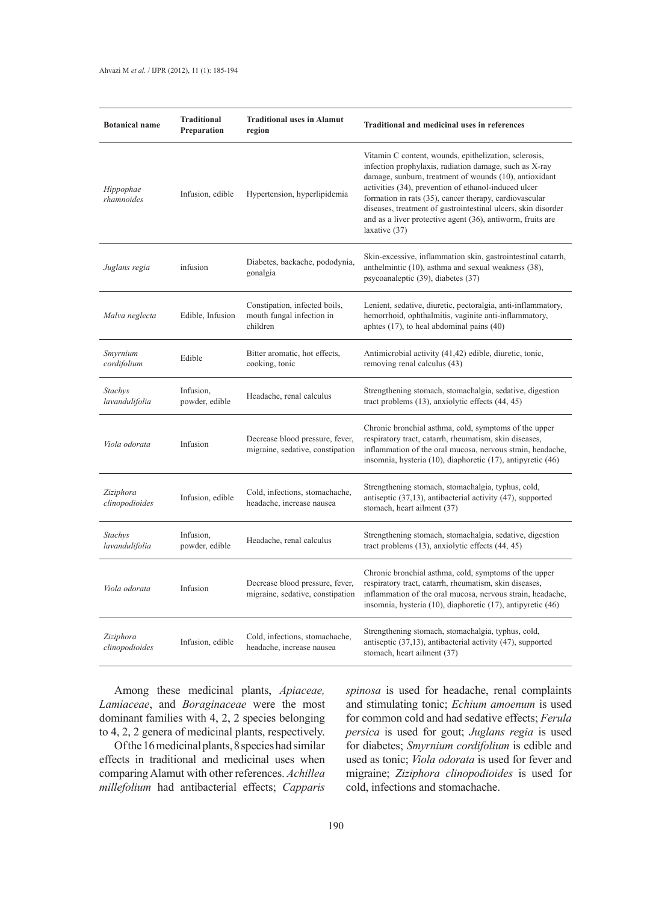| Botanical name | Traditional Preparation | Traditional uses in Alamut region | Traditional and medicinal uses in references |
|---|---|---|---|
| *Hippophae rhamnoides* | Infusion, edible | Hypertension, hyperlipidemia | Vitamin C content, wounds, epithelization, sclerosis, infection prophylaxis, radiation damage, such as X-ray damage, sunburn, treatment of wounds (10), antioxidant activities (34), prevention of ethanol-induced ulcer formation in rats (35), cancer therapy, cardiovascular diseases, treatment of gastrointestinal ulcers, skin disorder and as a liver protective agent (36), antiworm, fruits are laxative (37) |
| *Juglans regia* | infusion | Diabetes, backache, pododynia, gonalgia | Skin-excessive, inflammation skin, gastrointestinal catarrh, anthelmintic (10), asthma and sexual weakness (38), psycoanaleptic (39), diabetes (37) |
| *Malva neglecta* | Edible, Infusion | Constipation, infected boils, mouth fungal infection in children | Lenient, sedative, diuretic, pectoralgia, anti-inflammatory, hemorrhoid, ophthalmitis, vaginite anti-inflammatory, aphtes (17), to heal abdominal pains (40) |
| *Smyrnium cordifolium* | Edible | Bitter aromatic, hot effects, cooking, tonic | Antimicrobial activity (41,42) edible, diuretic, tonic, removing renal calculus (43) |
| *Stachys lavandulifolia* | Infusion, powder, edible | Headache, renal calculus | Strengthening stomach, stomachalgia, sedative, digestion tract problems (13), anxiolytic effects (44, 45) |
| *Viola odorata* | Infusion | Decrease blood pressure, fever, migraine, sedative, constipation | Chronic bronchial asthma, cold, symptoms of the upper respiratory tract, catarrh, rheumatism, skin diseases, inflammation of the oral mucosa, nervous strain, headache, insomnia, hysteria (10), diaphoretic (17), antipyretic (46) |
| *Ziziphora clinopodioides* | Infusion, edible | Cold, infections, stomachache, headache, increase nausea | Strengthening stomach, stomachalgia, typhus, cold, antiseptic (37,13), antibacterial activity (47), supported stomach, heart ailment (37) |
| *Stachys lavandulifolia* | Infusion, powder, edible | Headache, renal calculus | Strengthening stomach, stomachalgia, sedative, digestion tract problems (13), anxiolytic effects (44, 45) |
| *Viola odorata* | Infusion | Decrease blood pressure, fever, migraine, sedative, constipation | Chronic bronchial asthma, cold, symptoms of the upper respiratory tract, catarrh, rheumatism, skin diseases, inflammation of the oral mucosa, nervous strain, headache, insomnia, hysteria (10), diaphoretic (17), antipyretic (46) |
| *Ziziphora clinopodioides* | Infusion, edible | Cold, infections, stomachache, headache, increase nausea | Strengthening stomach, stomachalgia, typhus, cold, antiseptic (37,13), antibacterial activity (47), supported stomach, heart ailment (37) |

Among these medicinal plants, *Apiaceae, Lamiaceae*, and *Boraginaceae* were the most dominant families with 4, 2, 2 species belonging to 4, 2, 2 genera of medicinal plants, respectively.

Of the 16 medicinal plants, 8 species had similar effects in traditional and medicinal uses when comparing Alamut with other references. *Achillea millefolium* had antibacterial effects; *Capparis spinosa* is used for headache, renal complaints and stimulating tonic; *Echium amoenum* is used for common cold and had sedative effects; *Ferula persica* is used for gout; *Juglans regia* is used for diabetes; *Smyrnium cordifolium* is edible and used as tonic; *Viola odorata* is used for fever and migraine; *Ziziphora clinopodioides* is used for cold, infections and stomachache.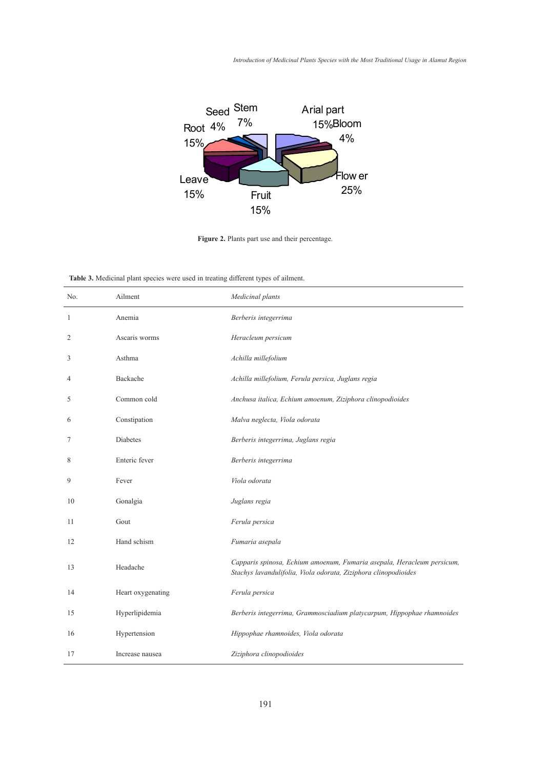Figure 2. Plants part use and their percentage.

**Table 3.** Medicinal plant species were used in treating different types of ailment.

| No. | Ailment | *Medicinal plants* |
|---|---|---|
| 1 | Anemia | *Berberis integerrima* |
| 2 | Ascaris worms | *Heracleum persicum* |
| 3 | Asthma | *Achilla millefolium* |
| 4 | Backache | *Achilla millefolium, Ferula persica, Juglans regia* |
| 5 | Common cold | *Anchusa italica, Echium amoenum, Ziziphora clinopodioides* |
| 6 | Constipation | *Malva neglecta, Viola odorata* |
| 7 | Diabetes | *Berberis integerrima, Juglans regia* |
| 8 | Enteric fever | *Berberis integerrima* |
| 9 | Fever | *Viola odorata* |
| 10 | Gonalgia | *Juglans regia* |
| 11 | Gout | *Ferula persica* |
| 12 | Hand schism | *Fumaria asepala* |
| 13 | Headache | *Capparis spinosa, Echium amoenum, Fumaria asepala, Heracleum persicum, Stachys lavandulifolia, Viola odorata, Ziziphora clinopodioides* |
| 14 | Heart oxygenating | *Ferula persica* |
| 15 | Hyperlipidemia | *Berberis integerrima, Grammosciadium platycarpum, Hippophae rhamnoides* |
| 16 | Hypertension | *Hippophae rhamnoides, Viola odorata* |
| 17 | Increase nausea | *Ziziphora clinopodioides* |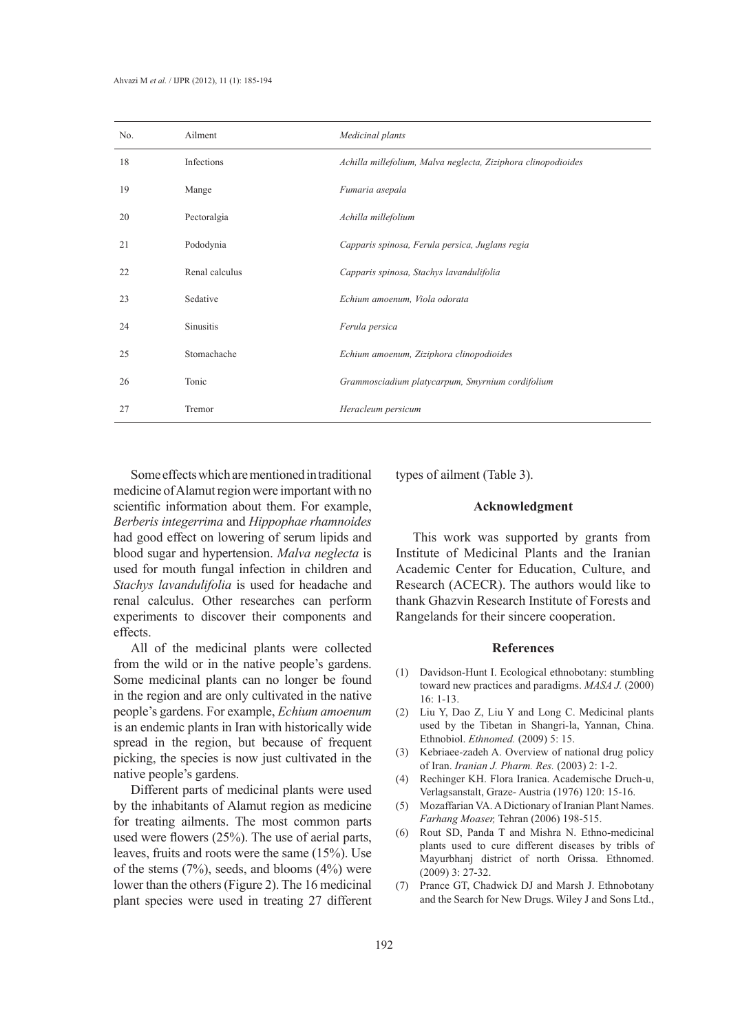| No. | Ailment | *Medicinal plants* |
|---|---|---|
| 18 | Infections | *Achilla millefolium, Malva neglecta, Ziziphora clinopodioides* |
| 19 | Mange | *Fumaria asepala* |
| 20 | Pectoralgia | *Achilla millefolium* |
| 21 | Pododynia | *Capparis spinosa, Ferula persica, Juglans regia* |
| 22 | Renal calculus | *Capparis spinosa, Stachys lavandulifolia* |
| 23 | Sedative | *Echium amoenum, Viola odorata* |
| 24 | Sinusitis | *Ferula persica* |
| 25 | Stomachache | *Echium amoenum, Ziziphora clinopodioides* |
| 26 | Tonic | *Grammosciadium platycarpum, Smyrnium cordifolium* |
| 27 | Tremor | *Heracleum persicum* |

Some effects which are mentioned in traditional medicine of Alamut region were important with no scientific information about them. For example, *Berberis integerrima* and *Hippophae rhamnoides* had good effect on lowering of serum lipids and blood sugar and hypertension. *Malva neglecta* is used for mouth fungal infection in children and *Stachys lavandulifolia* is used for headache and renal calculus. Other researches can perform experiments to discover their components and effects.

All of the medicinal plants were collected from the wild or in the native people's gardens. Some medicinal plants can no longer be found in the region and are only cultivated in the native people's gardens. For example, *Echium amoenum* is an endemic plants in Iran with historically wide spread in the region, but because of frequent picking, the species is now just cultivated in the native people's gardens.

Different parts of medicinal plants were used by the inhabitants of Alamut region as medicine for treating ailments. The most common parts used were flowers (25%). The use of aerial parts, leaves, fruits and roots were the same (15%). Use of the stems (7%), seeds, and blooms (4%) were lower than the others (Figure 2). The 16 medicinal plant species were used in treating 27 different types of ailment (Table 3).

## Acknowledgment

This work was supported by grants from Institute of Medicinal Plants and the Iranian Academic Center for Education, Culture, and Research (ACECR). The authors would like to thank Ghazvin Research Institute of Forests and Rangelands for their sincere cooperation.

## References

(1) Davidson-Hunt I. Ecological ethnobotany: stumbling toward new practices and paradigms. *MASA J.* (2000) 16: 1-13.

(2) Liu Y, Dao Z, Liu Y and Long C. Medicinal plants used by the Tibetan in Shangri-la, Yannan, China. Ethnobiol. *Ethnomed.* (2009) 5: 15.

(3) Kebriaee-zadeh A. Overview of national drug policy of Iran. *Iranian J. Pharm. Res.* (2003) 2: 1-2.

(4) Rechinger KH. Flora Iranica. Academische Druch-u, Verlagsanstalt, Graze- Austria (1976) 120: 15-16.

(5) Mozaffarian VA. A Dictionary of Iranian Plant Names. *Farhang Moaser,* Tehran (2006) 198-515.

(6) Rout SD, Panda T and Mishra N. Ethno-medicinal plants used to cure different diseases by tribls of Mayurbhanj district of north Orissa. Ethnomed. (2009) 3: 27-32.

(7) Prance GT, Chadwick DJ and Marsh J. Ethnobotany and the Search for New Drugs. Wiley J and Sons Ltd.,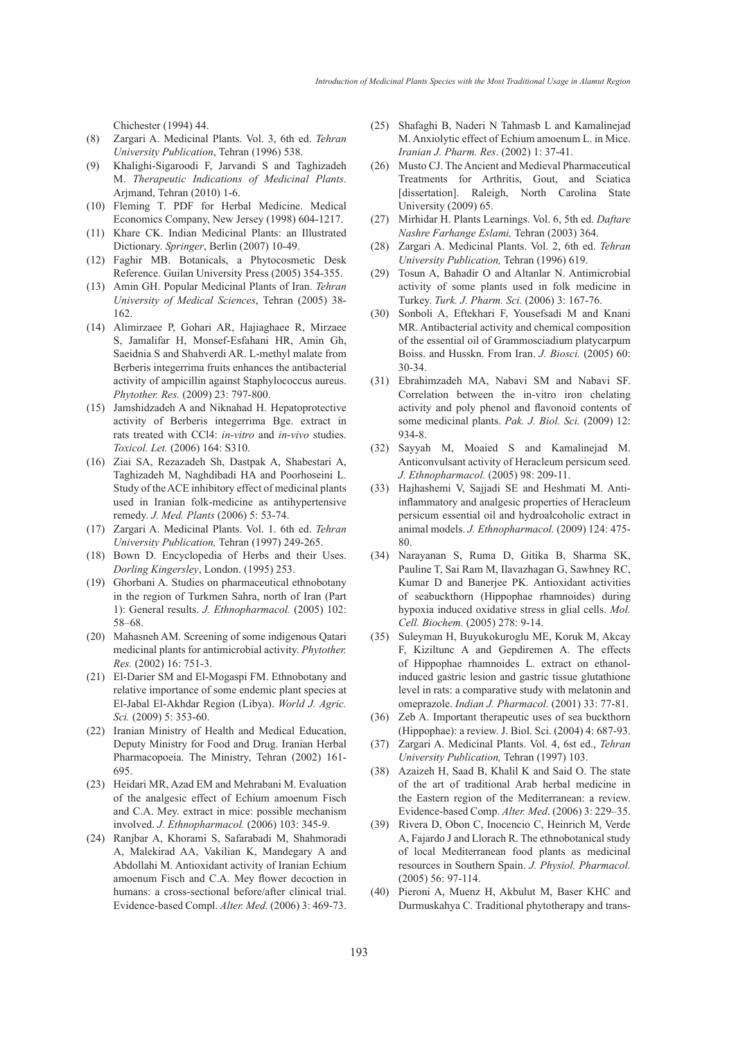Chichester (1994) 44.

(8) Zargari A. Medicinal Plants. Vol. 3, 6th ed. *Tehran University Publication*, Tehran (1996) 538.
(9) Khalighi-Sigaroodi F, Jarvandi S and Taghizadeh M. *Therapeutic Indications of Medicinal Plants*. Arjmand, Tehran (2010) 1-6.
(10) Fleming T. PDF for Herbal Medicine. Medical Economics Company, New Jersey (1998) 604-1217.
(11) Khare CK. Indian Medicinal Plants: an Illustrated Dictionary. *Springer*, Berlin (2007) 10-49.
(12) Faghir MB. Botanicals, a Phytocosmetic Desk Reference. Guilan University Press (2005) 354-355.
(13) Amin GH. Popular Medicinal Plants of Iran. *Tehran University of Medical Sciences*, Tehran (2005) 38-162.
(14) Alimirzaee P, Gohari AR, Hajiaghaee R, Mirzaee S, Jamalifar H, Monsef-Esfahani HR, Amin Gh, Saeidnia S and Shahverdi AR. L-methyl malate from Berberis integerrima fruits enhances the antibacterial activity of ampicillin against Staphylococcus aureus. *Phytother. Res.* (2009) 23: 797-800.
(15) Jamshidzadeh A and Niknahad H. Hepatoprotective activity of Berberis integerrima Bge. extract in rats treated with CCl4: *in-vitro* and *in-vivo* studies. *Toxicol. Let.* (2006) 164: S310.
(16) Ziai SA, Rezazadeh Sh, Dastpak A, Shabestari A, Taghizadeh M, Naghdibadi HA and Poorhoseini L. Study of the ACE inhibitory effect of medicinal plants used in Iranian folk-medicine as antihypertensive remedy. *J. Med. Plants* (2006) 5: 53-74.
(17) Zargari A. Medicinal Plants. Vol. 1. 6th ed. *Tehran University Publication,* Tehran (1997) 249-265.
(18) Bown D. Encyclopedia of Herbs and their Uses. *Dorling Kingersley*, London. (1995) 253.
(19) Ghorbani A. Studies on pharmaceutical ethnobotany in the region of Turkmen Sahra, north of Iran (Part 1): General results. *J. Ethnopharmacol.* (2005) 102: 58–68.
(20) Mahasneh AM. Screening of some indigenous Qatari medicinal plants for antimicrobial activity. *Phytother. Res.* (2002) 16: 751-3.
(21) El-Darier SM and El-Mogaspi FM. Ethnobotany and relative importance of some endemic plant species at El-Jabal El-Akhdar Region (Libya). *World J. Agric. Sci.* (2009) 5: 353-60.
(22) Iranian Ministry of Health and Medical Education, Deputy Ministry for Food and Drug. Iranian Herbal Pharmacopoeia. The Ministry, Tehran (2002) 161-695.
(23) Heidari MR, Azad EM and Mehrabani M. Evaluation of the analgesic effect of Echium amoenum Fisch and C.A. Mey. extract in mice: possible mechanism involved. *J. Ethnopharmacol.* (2006) 103: 345-9.
(24) Ranjbar A, Khorami S, Safarabadi M, Shahmoradi A, Malekirad AA, Vakilian K, Mandegary A and Abdollahi M. Antioxidant activity of Iranian Echium amoenum Fisch and C.A. Mey flower decoction in humans: a cross-sectional before/after clinical trial. Evidence-based Compl. *Alter. Med.* (2006) 3: 469-73.
(25) Shafaghi B, Naderi N Tahmasb L and Kamalinejad M. Anxiolytic effect of Echium amoenum L. in Mice. *Iranian J. Pharm. Res*. (2002) 1: 37-41.
(26) Musto CJ. The Ancient and Medieval Pharmaceutical Treatments for Arthritis, Gout, and Sciatica [dissertation]. Raleigh, North Carolina State University (2009) 65.
(27) Mirhidar H. Plants Learnings. Vol. 6, 5th ed. *Daftare Nashre Farhange Eslami,* Tehran (2003) 364.
(28) Zargari A. Medicinal Plants. Vol. 2, 6th ed. *Tehran University Publication,* Tehran (1996) 619.
(29) Tosun A, Bahadir O and Altanlar N. Antimicrobial activity of some plants used in folk medicine in Turkey. *Turk. J. Pharm. Sci.* (2006) 3: 167-76.
(30) Sonboli A, Eftekhari F, Yousefsadi M and Knani MR. Antibacterial activity and chemical composition of the essential oil of Grammosciadium platycarpum Boiss. and Husskn. From Iran. *J. Biosci.* (2005) 60: 30-34.
(31) Ebrahimzadeh MA, Nabavi SM and Nabavi SF. Correlation between the in-vitro iron chelating activity and poly phenol and flavonoid contents of some medicinal plants. *Pak. J. Biol. Sci.* (2009) 12: 934-8.
(32) Sayyah M, Moaied S and Kamalinejad M. Anticonvulsant activity of Heracleum persicum seed. *J. Ethnopharmacol.* (2005) 98: 209-11.
(33) Hajhashemi V, Sajjadi SE and Heshmati M. Anti-inflammatory and analgesic properties of Heracleum persicum essential oil and hydroalcoholic extract in animal models. *J. Ethnopharmacol.* (2009) 124: 475-80.
(34) Narayanan S, Ruma D, Gitika B, Sharma SK, Pauline T, Sai Ram M, Ilavazhagan G, Sawhney RC, Kumar D and Banerjee PK. Antioxidant activities of seabuckthorn (Hippophae rhamnoides) during hypoxia induced oxidative stress in glial cells. *Mol. Cell. Biochem.* (2005) 278: 9-14.
(35) Suleyman H, Buyukokuroglu ME, Koruk M, Akcay F, Kiziltunc A and Gepdiremen A. The effects of Hippophae rhamnoides L. extract on ethanol-induced gastric lesion and gastric tissue glutathione level in rats: a comparative study with melatonin and omeprazole. *Indian J. Pharmacol*. (2001) 33: 77-81.
(36) Zeb A. Important therapeutic uses of sea buckthorn (Hippophae): a review. J. Biol. Sci. (2004) 4: 687-93.
(37) Zargari A. Medicinal Plants. Vol. 4, 6st ed., *Tehran University Publication,* Tehran (1997) 103.
(38) Azaizeh H, Saad B, Khalil K and Said O. The state of the art of traditional Arab herbal medicine in the Eastern region of the Mediterranean: a review. Evidence-based Comp. *Alter. Med*. (2006) 3: 229–35.
(39) Rivera D, Obon C, Inocencio C, Heinrich M, Verde A, Fajardo J and Llorach R. The ethnobotanical study of local Mediterranean food plants as medicinal resources in Southern Spain. *J. Physiol. Pharmacol.* (2005) 56: 97-114.
(40) Pieroni A, Muenz H, Akbulut M, Baser KHC and Durmuskahya C. Traditional phytotherapy and trans-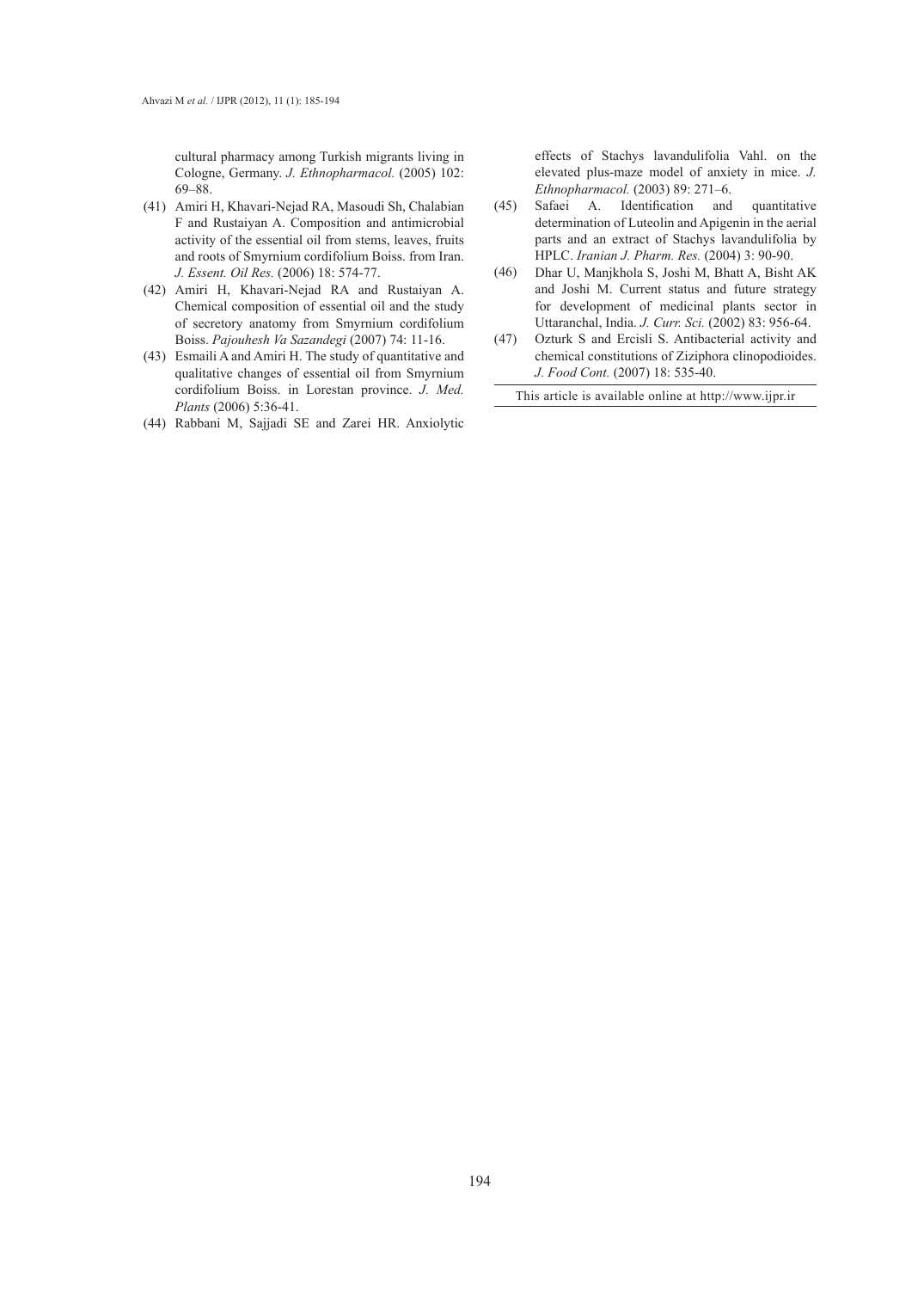cultural pharmacy among Turkish migrants living in Cologne, Germany. *J. Ethnopharmacol.* (2005) 102: 69–88.

(41) Amiri H, Khavari-Nejad RA, Masoudi Sh, Chalabian F and Rustaiyan A. Composition and antimicrobial activity of the essential oil from stems, leaves, fruits and roots of Smyrnium cordifolium Boiss. from Iran. *J. Essent. Oil Res.* (2006) 18: 574-77.

(42) Amiri H, Khavari-Nejad RA and Rustaiyan A. Chemical composition of essential oil and the study of secretory anatomy from Smyrnium cordifolium Boiss. *Pajouhesh Va Sazandegi* (2007) 74: 11-16.

(43) Esmaili A and Amiri H. The study of quantitative and qualitative changes of essential oil from Smyrnium cordifolium Boiss. in Lorestan province. *J. Med. Plants* (2006) 5:36-41.

(44) Rabbani M, Sajjadi SE and Zarei HR. Anxiolytic effects of Stachys lavandulifolia Vahl. on the elevated plus-maze model of anxiety in mice. *J. Ethnopharmacol.* (2003) 89: 271–6.

(45) Safaei A. Identification and quantitative determination of Luteolin and Apigenin in the aerial parts and an extract of Stachys lavandulifolia by HPLC. *Iranian J. Pharm. Res.* (2004) 3: 90-90.

(46) Dhar U, Manjkhola S, Joshi M, Bhatt A, Bisht AK and Joshi M. Current status and future strategy for development of medicinal plants sector in Uttaranchal, India. *J. Curr. Sci.* (2002) 83: 956-64.

(47) Ozturk S and Ercisli S. Antibacterial activity and chemical constitutions of Ziziphora clinopodioides. *J. Food Cont.* (2007) 18: 535-40.

This article is available online at http://www.ijpr.ir